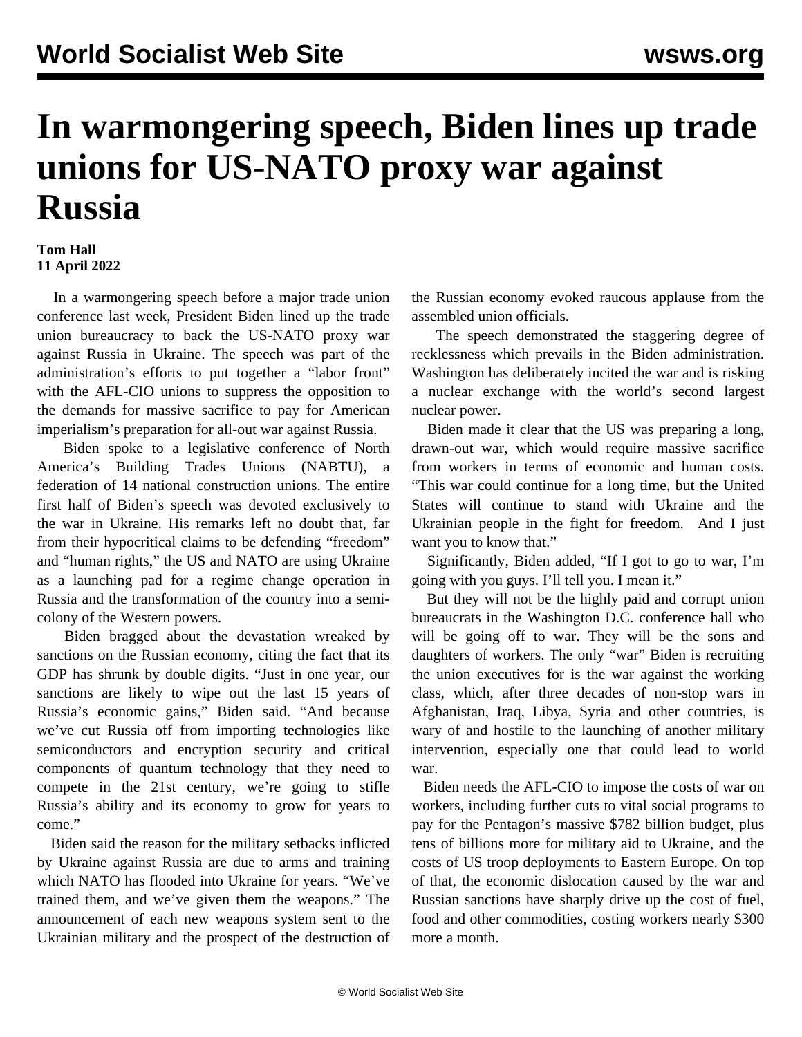# In warmongering speech, Biden lines up trade unions for US-NATO proxy war against Russia

**Tom Hall**
**11 April 2022**

In a warmongering speech before a major trade union conference last week, President Biden lined up the trade union bureaucracy to back the US-NATO proxy war against Russia in Ukraine. The speech was part of the administration's efforts to put together a "labor front" with the AFL-CIO unions to suppress the opposition to the demands for massive sacrifice to pay for American imperialism's preparation for all-out war against Russia.

Biden spoke to a legislative conference of North America's Building Trades Unions (NABTU), a federation of 14 national construction unions. The entire first half of Biden's speech was devoted exclusively to the war in Ukraine. His remarks left no doubt that, far from their hypocritical claims to be defending "freedom" and "human rights," the US and NATO are using Ukraine as a launching pad for a regime change operation in Russia and the transformation of the country into a semi-colony of the Western powers.

Biden bragged about the devastation wreaked by sanctions on the Russian economy, citing the fact that its GDP has shrunk by double digits. "Just in one year, our sanctions are likely to wipe out the last 15 years of Russia's economic gains," Biden said. "And because we've cut Russia off from importing technologies like semiconductors and encryption security and critical components of quantum technology that they need to compete in the 21st century, we're going to stifle Russia's ability and its economy to grow for years to come."

Biden said the reason for the military setbacks inflicted by Ukraine against Russia are due to arms and training which NATO has flooded into Ukraine for years. "We've trained them, and we've given them the weapons." The announcement of each new weapons system sent to the Ukrainian military and the prospect of the destruction of the Russian economy evoked raucous applause from the assembled union officials.

The speech demonstrated the staggering degree of recklessness which prevails in the Biden administration. Washington has deliberately incited the war and is risking a nuclear exchange with the world's second largest nuclear power.

Biden made it clear that the US was preparing a long, drawn-out war, which would require massive sacrifice from workers in terms of economic and human costs. "This war could continue for a long time, but the United States will continue to stand with Ukraine and the Ukrainian people in the fight for freedom. And I just want you to know that."

Significantly, Biden added, "If I got to go to war, I'm going with you guys. I'll tell you. I mean it."

But they will not be the highly paid and corrupt union bureaucrats in the Washington D.C. conference hall who will be going off to war. They will be the sons and daughters of workers. The only "war" Biden is recruiting the union executives for is the war against the working class, which, after three decades of non-stop wars in Afghanistan, Iraq, Libya, Syria and other countries, is wary of and hostile to the launching of another military intervention, especially one that could lead to world war.

Biden needs the AFL-CIO to impose the costs of war on workers, including further cuts to vital social programs to pay for the Pentagon's massive $782 billion budget, plus tens of billions more for military aid to Ukraine, and the costs of US troop deployments to Eastern Europe. On top of that, the economic dislocation caused by the war and Russian sanctions have sharply drive up the cost of fuel, food and other commodities, costing workers nearly $300 more a month.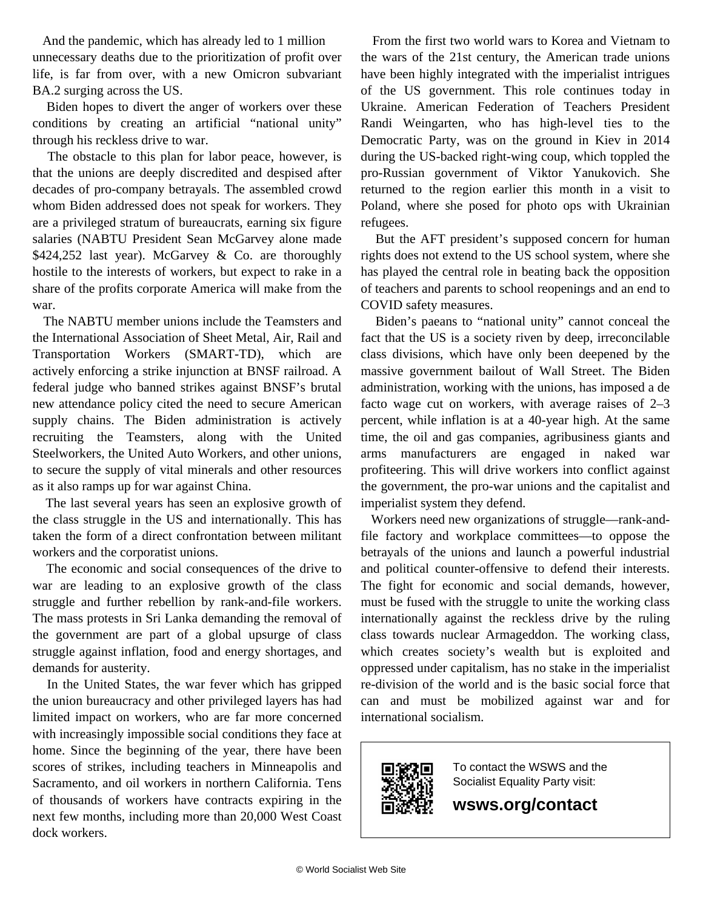And the pandemic, which has already led to 1 million unnecessary deaths due to the prioritization of profit over life, is far from over, with a new Omicron subvariant BA.2 surging across the US.

Biden hopes to divert the anger of workers over these conditions by creating an artificial "national unity" through his reckless drive to war.

The obstacle to this plan for labor peace, however, is that the unions are deeply discredited and despised after decades of pro-company betrayals. The assembled crowd whom Biden addressed does not speak for workers. They are a privileged stratum of bureaucrats, earning six figure salaries (NABTU President Sean McGarvey alone made $424,252 last year). McGarvey & Co. are thoroughly hostile to the interests of workers, but expect to rake in a share of the profits corporate America will make from the war.

The NABTU member unions include the Teamsters and the International Association of Sheet Metal, Air, Rail and Transportation Workers (SMART-TD), which are actively enforcing a strike injunction at BNSF railroad. A federal judge who banned strikes against BNSF's brutal new attendance policy cited the need to secure American supply chains. The Biden administration is actively recruiting the Teamsters, along with the United Steelworkers, the United Auto Workers, and other unions, to secure the supply of vital minerals and other resources as it also ramps up for war against China.

The last several years has seen an explosive growth of the class struggle in the US and internationally. This has taken the form of a direct confrontation between militant workers and the corporatist unions.

The economic and social consequences of the drive to war are leading to an explosive growth of the class struggle and further rebellion by rank-and-file workers. The mass protests in Sri Lanka demanding the removal of the government are part of a global upsurge of class struggle against inflation, food and energy shortages, and demands for austerity.

In the United States, the war fever which has gripped the union bureaucracy and other privileged layers has had limited impact on workers, who are far more concerned with increasingly impossible social conditions they face at home. Since the beginning of the year, there have been scores of strikes, including teachers in Minneapolis and Sacramento, and oil workers in northern California. Tens of thousands of workers have contracts expiring in the next few months, including more than 20,000 West Coast dock workers.

From the first two world wars to Korea and Vietnam to the wars of the 21st century, the American trade unions have been highly integrated with the imperialist intrigues of the US government. This role continues today in Ukraine. American Federation of Teachers President Randi Weingarten, who has high-level ties to the Democratic Party, was on the ground in Kiev in 2014 during the US-backed right-wing coup, which toppled the pro-Russian government of Viktor Yanukovich. She returned to the region earlier this month in a visit to Poland, where she posed for photo ops with Ukrainian refugees.

But the AFT president's supposed concern for human rights does not extend to the US school system, where she has played the central role in beating back the opposition of teachers and parents to school reopenings and an end to COVID safety measures.

Biden's paeans to "national unity" cannot conceal the fact that the US is a society riven by deep, irreconcilable class divisions, which have only been deepened by the massive government bailout of Wall Street. The Biden administration, working with the unions, has imposed a de facto wage cut on workers, with average raises of 2–3 percent, while inflation is at a 40-year high. At the same time, the oil and gas companies, agribusiness giants and arms manufacturers are engaged in naked war profiteering. This will drive workers into conflict against the government, the pro-war unions and the capitalist and imperialist system they defend.

Workers need new organizations of struggle—rank-and-file factory and workplace committees—to oppose the betrayals of the unions and launch a powerful industrial and political counter-offensive to defend their interests. The fight for economic and social demands, however, must be fused with the struggle to unite the working class internationally against the reckless drive by the ruling class towards nuclear Armageddon. The working class, which creates society's wealth but is exploited and oppressed under capitalism, has no stake in the imperialist re-division of the world and is the basic social force that can and must be mobilized against war and for international socialism.

To contact the WSWS and the Socialist Equality Party visit:

**wsws.org/contact**